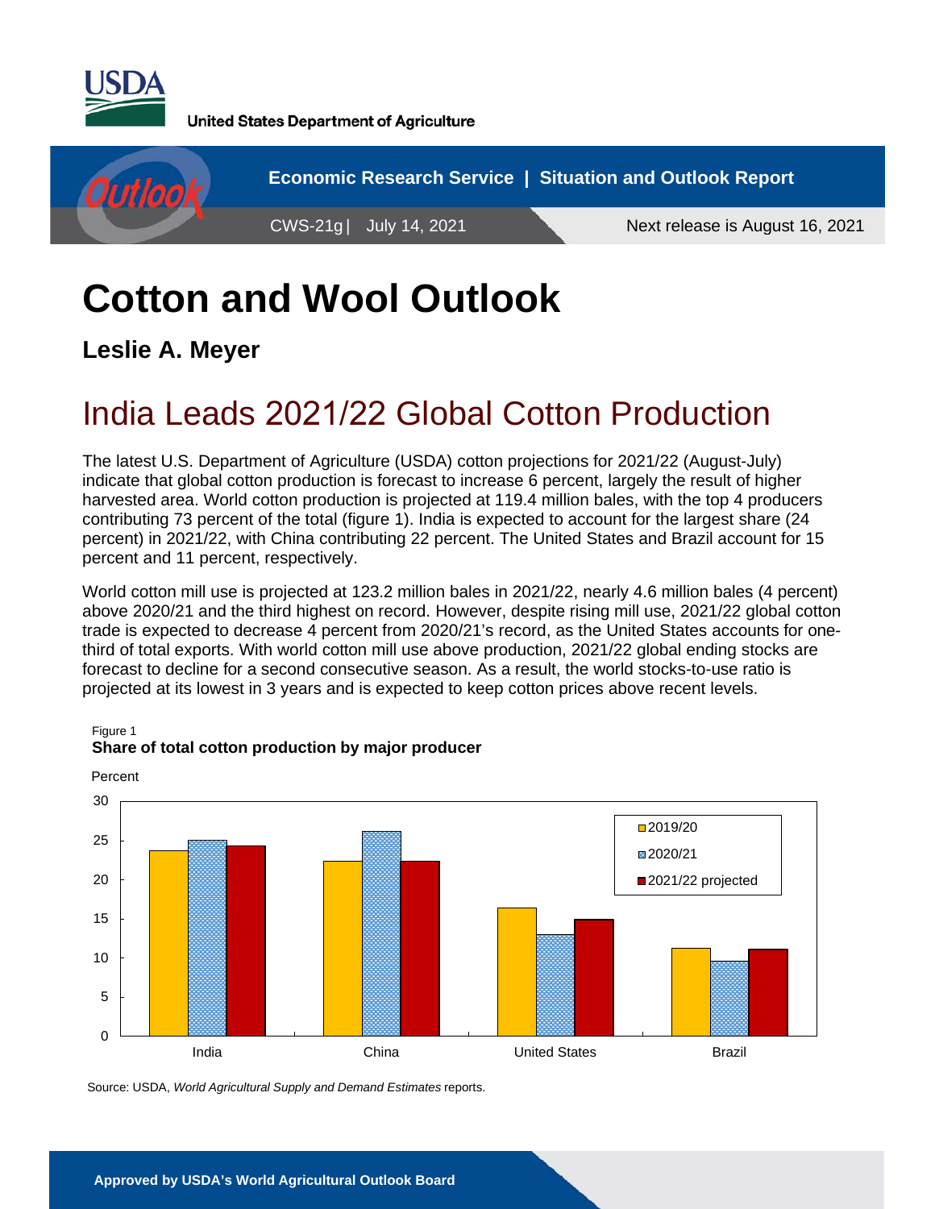United States Department of Agriculture

Economic Research Service | Situation and Outlook Report

CWS-21g | July 14, 2021

Next release is August 16, 2021

# Cotton and Wool Outlook

**Leslie A. Meyer**

## India Leads 2021/22 Global Cotton Production

The latest U.S. Department of Agriculture (USDA) cotton projections for 2021/22 (August-July) indicate that global cotton production is forecast to increase 6 percent, largely the result of higher harvested area. World cotton production is projected at 119.4 million bales, with the top 4 producers contributing 73 percent of the total (figure 1). India is expected to account for the largest share (24 percent) in 2021/22, with China contributing 22 percent. The United States and Brazil account for 15 percent and 11 percent, respectively.

World cotton mill use is projected at 123.2 million bales in 2021/22, nearly 4.6 million bales (4 percent) above 2020/21 and the third highest on record. However, despite rising mill use, 2021/22 global cotton trade is expected to decrease 4 percent from 2020/21's record, as the United States accounts for one-third of total exports. With world cotton mill use above production, 2021/22 global ending stocks are forecast to decline for a second consecutive season. As a result, the world stocks-to-use ratio is projected at its lowest in 3 years and is expected to keep cotton prices above recent levels.

Figure 1

**Share of total cotton production by major producer**

Percent

| | 2019/20 | 2020/21 | 2021/22 projected |
|---|---|---|---|
| India | 23.7 | 25 | 24.3 |
| China | 22.3 | 26.1 | 22.3 |
| United States | 16.3 | 13 | 14.8 |
| Brazil | 11.2 | 9.6 | 11 |

Source: USDA, *World Agricultural Supply and Demand Estimates* reports.

**Approved by USDA's World Agricultural Outlook Board**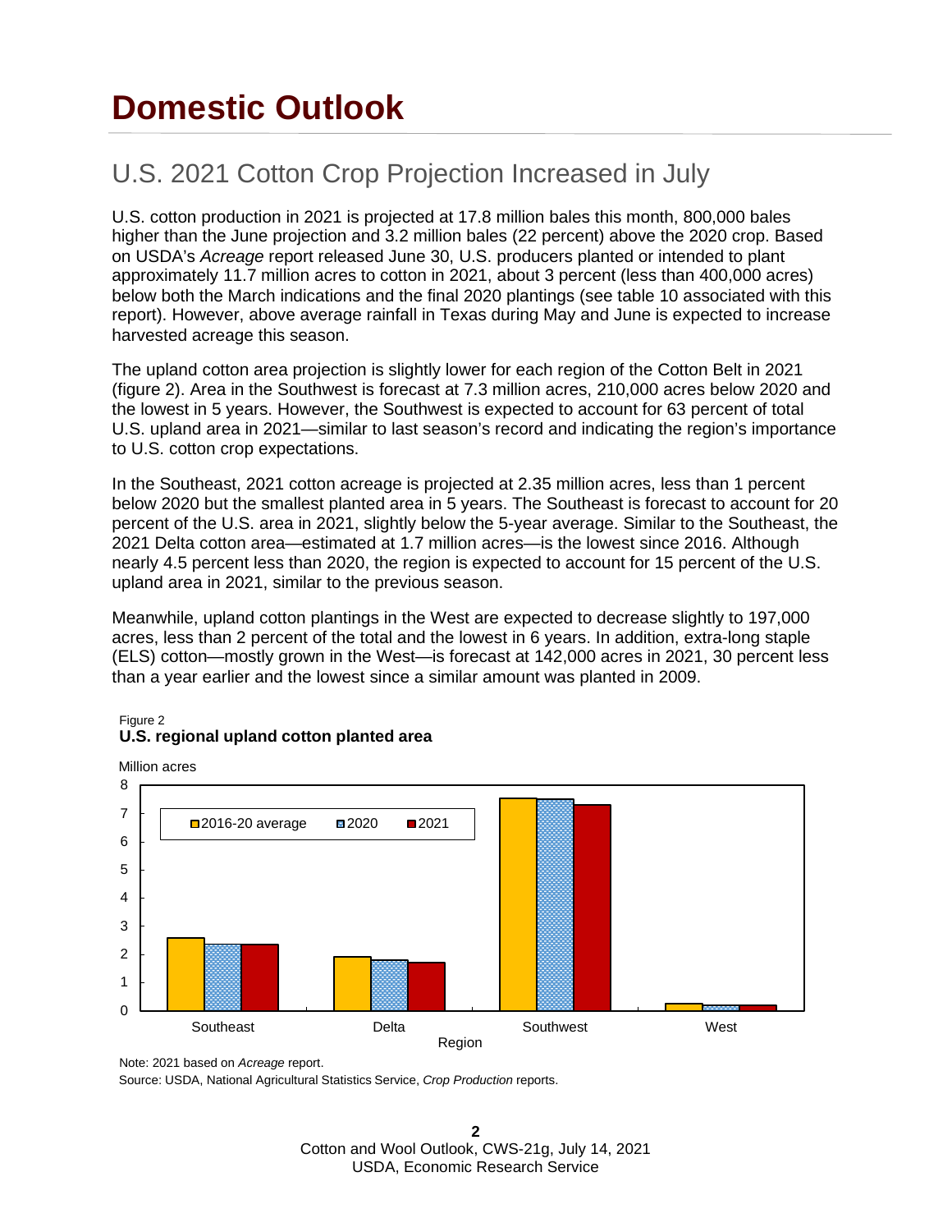# Domestic Outlook

## U.S. 2021 Cotton Crop Projection Increased in July

U.S. cotton production in 2021 is projected at 17.8 million bales this month, 800,000 bales higher than the June projection and 3.2 million bales (22 percent) above the 2020 crop. Based on USDA's *Acreage* report released June 30, U.S. producers planted or intended to plant approximately 11.7 million acres to cotton in 2021, about 3 percent (less than 400,000 acres) below both the March indications and the final 2020 plantings (see table 10 associated with this report). However, above average rainfall in Texas during May and June is expected to increase harvested acreage this season.

The upland cotton area projection is slightly lower for each region of the Cotton Belt in 2021 (figure 2). Area in the Southwest is forecast at 7.3 million acres, 210,000 acres below 2020 and the lowest in 5 years. However, the Southwest is expected to account for 63 percent of total U.S. upland area in 2021—similar to last season's record and indicating the region's importance to U.S. cotton crop expectations.

In the Southeast, 2021 cotton acreage is projected at 2.35 million acres, less than 1 percent below 2020 but the smallest planted area in 5 years. The Southeast is forecast to account for 20 percent of the U.S. area in 2021, slightly below the 5-year average. Similar to the Southeast, the 2021 Delta cotton area—estimated at 1.7 million acres—is the lowest since 2016. Although nearly 4.5 percent less than 2020, the region is expected to account for 15 percent of the U.S. upland area in 2021, similar to the previous season.

Meanwhile, upland cotton plantings in the West are expected to decrease slightly to 197,000 acres, less than 2 percent of the total and the lowest in 6 years. In addition, extra-long staple (ELS) cotton—mostly grown in the West—is forecast at 142,000 acres in 2021, 30 percent less than a year earlier and the lowest since a similar amount was planted in 2009.

Figure 2
**U.S. regional upland cotton planted area**

Note: 2021 based on *Acreage* report.
Source: USDA, National Agricultural Statistics Service, *Crop Production* reports.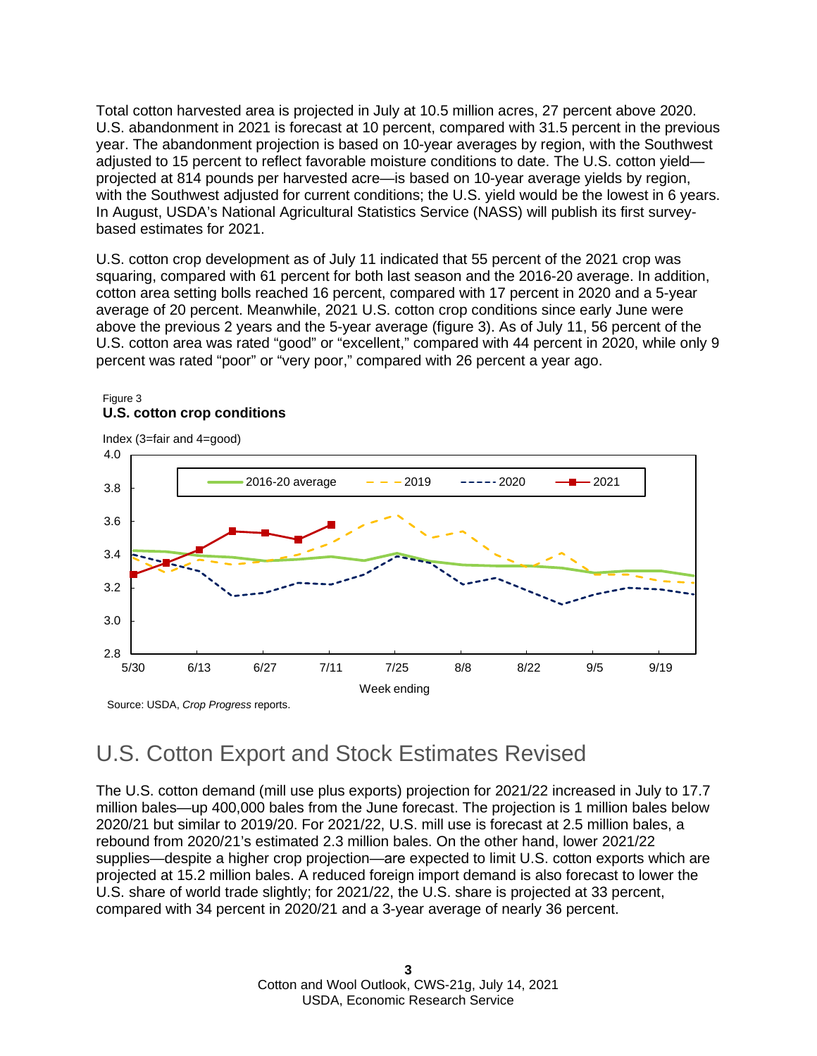Total cotton harvested area is projected in July at 10.5 million acres, 27 percent above 2020. U.S. abandonment in 2021 is forecast at 10 percent, compared with 31.5 percent in the previous year. The abandonment projection is based on 10-year averages by region, with the Southwest adjusted to 15 percent to reflect favorable moisture conditions to date. The U.S. cotton yield—projected at 814 pounds per harvested acre—is based on 10-year average yields by region, with the Southwest adjusted for current conditions; the U.S. yield would be the lowest in 6 years. In August, USDA's National Agricultural Statistics Service (NASS) will publish its first survey-based estimates for 2021.

U.S. cotton crop development as of July 11 indicated that 55 percent of the 2021 crop was squaring, compared with 61 percent for both last season and the 2016-20 average. In addition, cotton area setting bolls reached 16 percent, compared with 17 percent in 2020 and a 5-year average of 20 percent. Meanwhile, 2021 U.S. cotton crop conditions since early June were above the previous 2 years and the 5-year average (figure 3). As of July 11, 56 percent of the U.S. cotton area was rated "good" or "excellent," compared with 44 percent in 2020, while only 9 percent was rated "poor" or "very poor," compared with 26 percent a year ago.

Figure 3
**U.S. cotton crop conditions**

Source: USDA, *Crop Progress* reports.

## U.S. Cotton Export and Stock Estimates Revised

The U.S. cotton demand (mill use plus exports) projection for 2021/22 increased in July to 17.7 million bales—up 400,000 bales from the June forecast. The projection is 1 million bales below 2020/21 but similar to 2019/20. For 2021/22, U.S. mill use is forecast at 2.5 million bales, a rebound from 2020/21's estimated 2.3 million bales. On the other hand, lower 2021/22 supplies—despite a higher crop projection—are expected to limit U.S. cotton exports which are projected at 15.2 million bales. A reduced foreign import demand is also forecast to lower the U.S. share of world trade slightly; for 2021/22, the U.S. share is projected at 33 percent, compared with 34 percent in 2020/21 and a 3-year average of nearly 36 percent.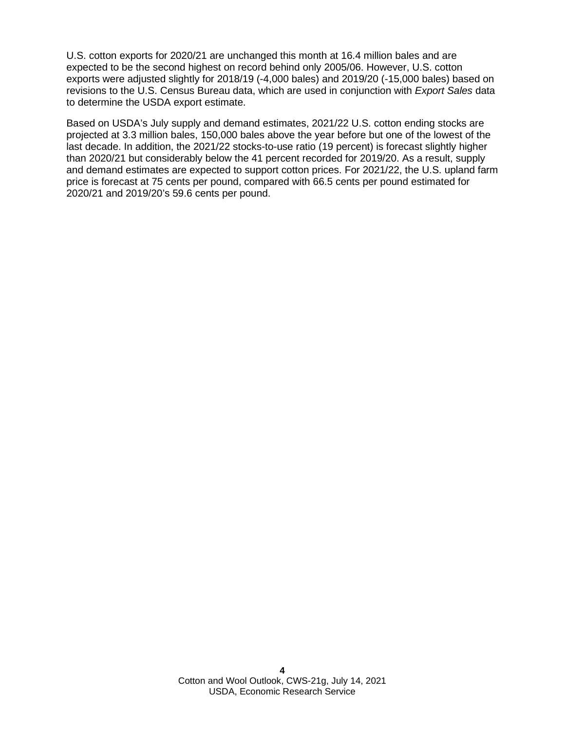U.S. cotton exports for 2020/21 are unchanged this month at 16.4 million bales and are expected to be the second highest on record behind only 2005/06. However, U.S. cotton exports were adjusted slightly for 2018/19 (-4,000 bales) and 2019/20 (-15,000 bales) based on revisions to the U.S. Census Bureau data, which are used in conjunction with *Export Sales* data to determine the USDA export estimate.

Based on USDA's July supply and demand estimates, 2021/22 U.S. cotton ending stocks are projected at 3.3 million bales, 150,000 bales above the year before but one of the lowest of the last decade. In addition, the 2021/22 stocks-to-use ratio (19 percent) is forecast slightly higher than 2020/21 but considerably below the 41 percent recorded for 2019/20. As a result, supply and demand estimates are expected to support cotton prices. For 2021/22, the U.S. upland farm price is forecast at 75 cents per pound, compared with 66.5 cents per pound estimated for 2020/21 and 2019/20's 59.6 cents per pound.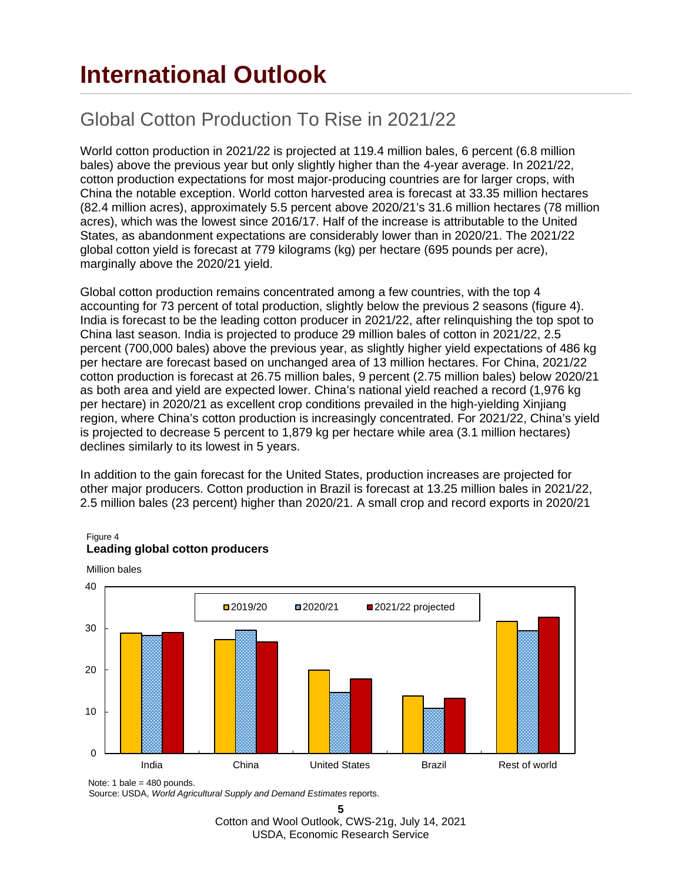# International Outlook

## Global Cotton Production To Rise in 2021/22

World cotton production in 2021/22 is projected at 119.4 million bales, 6 percent (6.8 million bales) above the previous year but only slightly higher than the 4-year average. In 2021/22, cotton production expectations for most major-producing countries are for larger crops, with China the notable exception. World cotton harvested area is forecast at 33.35 million hectares (82.4 million acres), approximately 5.5 percent above 2020/21's 31.6 million hectares (78 million acres), which was the lowest since 2016/17. Half of the increase is attributable to the United States, as abandonment expectations are considerably lower than in 2020/21. The 2021/22 global cotton yield is forecast at 779 kilograms (kg) per hectare (695 pounds per acre), marginally above the 2020/21 yield.

Global cotton production remains concentrated among a few countries, with the top 4 accounting for 73 percent of total production, slightly below the previous 2 seasons (figure 4). India is forecast to be the leading cotton producer in 2021/22, after relinquishing the top spot to China last season. India is projected to produce 29 million bales of cotton in 2021/22, 2.5 percent (700,000 bales) above the previous year, as slightly higher yield expectations of 486 kg per hectare are forecast based on unchanged area of 13 million hectares. For China, 2021/22 cotton production is forecast at 26.75 million bales, 9 percent (2.75 million bales) below 2020/21 as both area and yield are expected lower. China's national yield reached a record (1,976 kg per hectare) in 2020/21 as excellent crop conditions prevailed in the high-yielding Xinjiang region, where China's cotton production is increasingly concentrated. For 2021/22, China's yield is projected to decrease 5 percent to 1,879 kg per hectare while area (3.1 million hectares) declines similarly to its lowest in 5 years.

In addition to the gain forecast for the United States, production increases are projected for other major producers. Cotton production in Brazil is forecast at 13.25 million bales in 2021/22, 2.5 million bales (23 percent) higher than 2020/21. A small crop and record exports in 2020/21

Figure 4
**Leading global cotton producers**

Million bales

| | 2019/20 | 2020/21 | 2021/22 projected |
|---|---|---|---|
| India | | | |
| China | | | |
| United States | | | |
| Brazil | | | |
| Rest of world | | | |

Note: 1 bale = 480 pounds.
Source: USDA, *World Agricultural Supply and Demand Estimates* reports.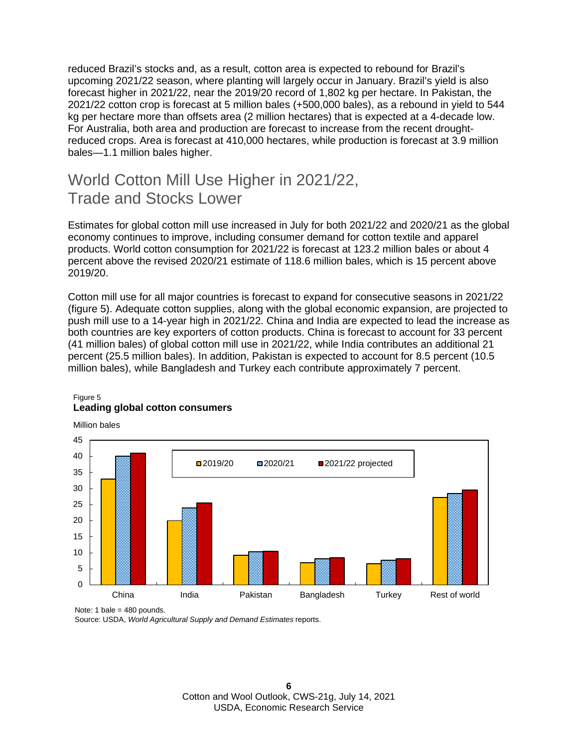reduced Brazil's stocks and, as a result, cotton area is expected to rebound for Brazil's upcoming 2021/22 season, where planting will largely occur in January. Brazil's yield is also forecast higher in 2021/22, near the 2019/20 record of 1,802 kg per hectare. In Pakistan, the 2021/22 cotton crop is forecast at 5 million bales (+500,000 bales), as a rebound in yield to 544 kg per hectare more than offsets area (2 million hectares) that is expected at a 4-decade low. For Australia, both area and production are forecast to increase from the recent drought-reduced crops. Area is forecast at 410,000 hectares, while production is forecast at 3.9 million bales—1.1 million bales higher.

## World Cotton Mill Use Higher in 2021/22, Trade and Stocks Lower

Estimates for global cotton mill use increased in July for both 2021/22 and 2020/21 as the global economy continues to improve, including consumer demand for cotton textile and apparel products. World cotton consumption for 2021/22 is forecast at 123.2 million bales or about 4 percent above the revised 2020/21 estimate of 118.6 million bales, which is 15 percent above 2019/20.

Cotton mill use for all major countries is forecast to expand for consecutive seasons in 2021/22 (figure 5). Adequate cotton supplies, along with the global economic expansion, are projected to push mill use to a 14-year high in 2021/22. China and India are expected to lead the increase as both countries are key exporters of cotton products. China is forecast to account for 33 percent (41 million bales) of global cotton mill use in 2021/22, while India contributes an additional 21 percent (25.5 million bales). In addition, Pakistan is expected to account for 8.5 percent (10.5 million bales), while Bangladesh and Turkey each contribute approximately 7 percent.

Figure 5
**Leading global cotton consumers**

Million bales

| | 2019/20 | 2020/21 | 2021/22 projected |
|---|---|---|---|
| China | 33 | 40 | 41 |
| India | 20 | 24 | 25.5 |
| Pakistan | 9.2 | 10.3 | 10.5 |
| Bangladesh | 7 | 8.2 | 8.5 |
| Turkey | 6.6 | 7.7 | 8.2 |
| Rest of world | 27.2 | 28.5 | 29.5 |

Note: 1 bale = 480 pounds.
Source: USDA, *World Agricultural Supply and Demand Estimates* reports.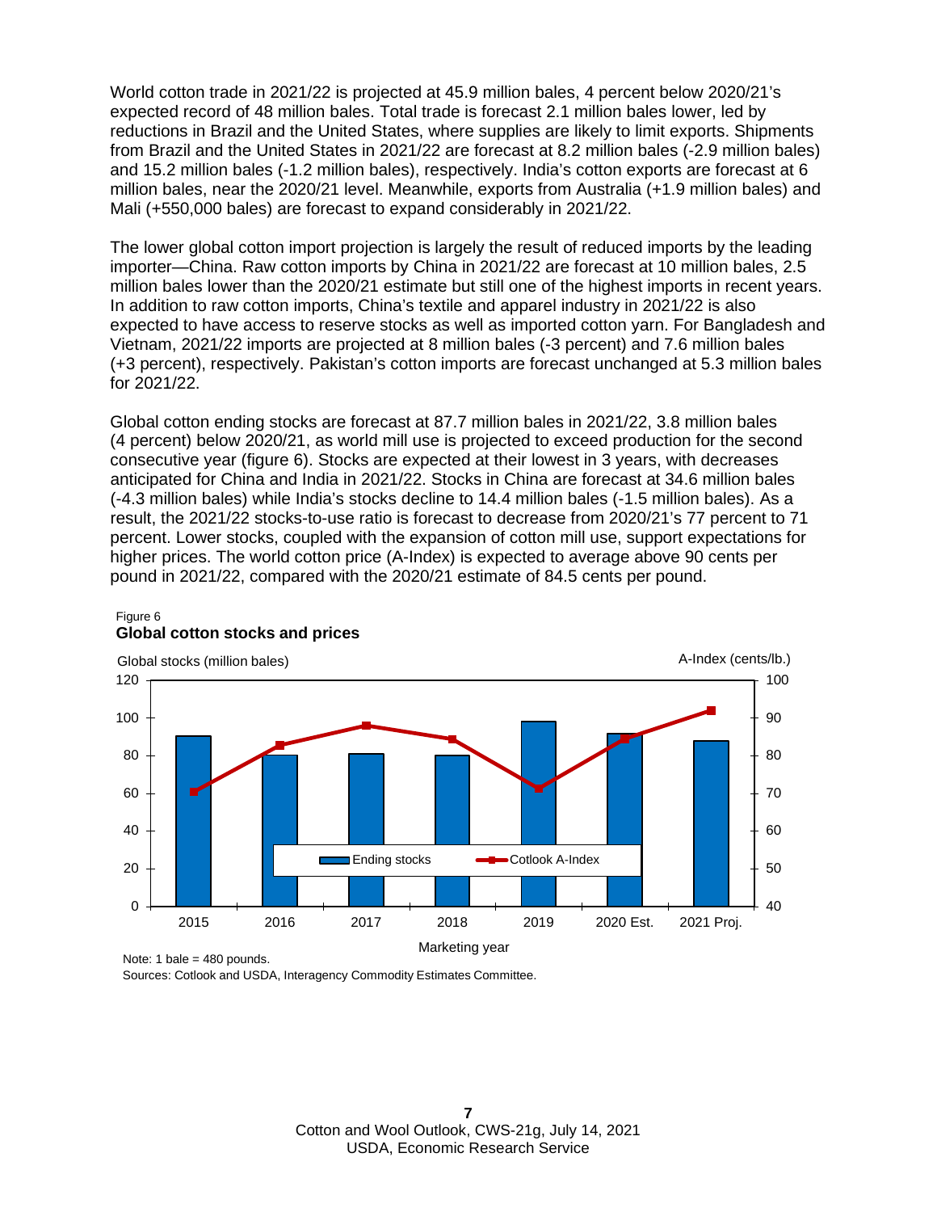World cotton trade in 2021/22 is projected at 45.9 million bales, 4 percent below 2020/21's expected record of 48 million bales. Total trade is forecast 2.1 million bales lower, led by reductions in Brazil and the United States, where supplies are likely to limit exports. Shipments from Brazil and the United States in 2021/22 are forecast at 8.2 million bales (-2.9 million bales) and 15.2 million bales (-1.2 million bales), respectively. India's cotton exports are forecast at 6 million bales, near the 2020/21 level. Meanwhile, exports from Australia (+1.9 million bales) and Mali (+550,000 bales) are forecast to expand considerably in 2021/22.

The lower global cotton import projection is largely the result of reduced imports by the leading importer—China. Raw cotton imports by China in 2021/22 are forecast at 10 million bales, 2.5 million bales lower than the 2020/21 estimate but still one of the highest imports in recent years. In addition to raw cotton imports, China's textile and apparel industry in 2021/22 is also expected to have access to reserve stocks as well as imported cotton yarn. For Bangladesh and Vietnam, 2021/22 imports are projected at 8 million bales (-3 percent) and 7.6 million bales (+3 percent), respectively. Pakistan's cotton imports are forecast unchanged at 5.3 million bales for 2021/22.

Global cotton ending stocks are forecast at 87.7 million bales in 2021/22, 3.8 million bales (4 percent) below 2020/21, as world mill use is projected to exceed production for the second consecutive year (figure 6). Stocks are expected at their lowest in 3 years, with decreases anticipated for China and India in 2021/22. Stocks in China are forecast at 34.6 million bales (-4.3 million bales) while India's stocks decline to 14.4 million bales (-1.5 million bales). As a result, the 2021/22 stocks-to-use ratio is forecast to decrease from 2020/21's 77 percent to 71 percent. Lower stocks, coupled with the expansion of cotton mill use, support expectations for higher prices. The world cotton price (A-Index) is expected to average above 90 cents per pound in 2021/22, compared with the 2020/21 estimate of 84.5 cents per pound.

Figure 6
**Global cotton stocks and prices**

Note: 1 bale = 480 pounds.
Sources: Cotlook and USDA, Interagency Commodity Estimates Committee.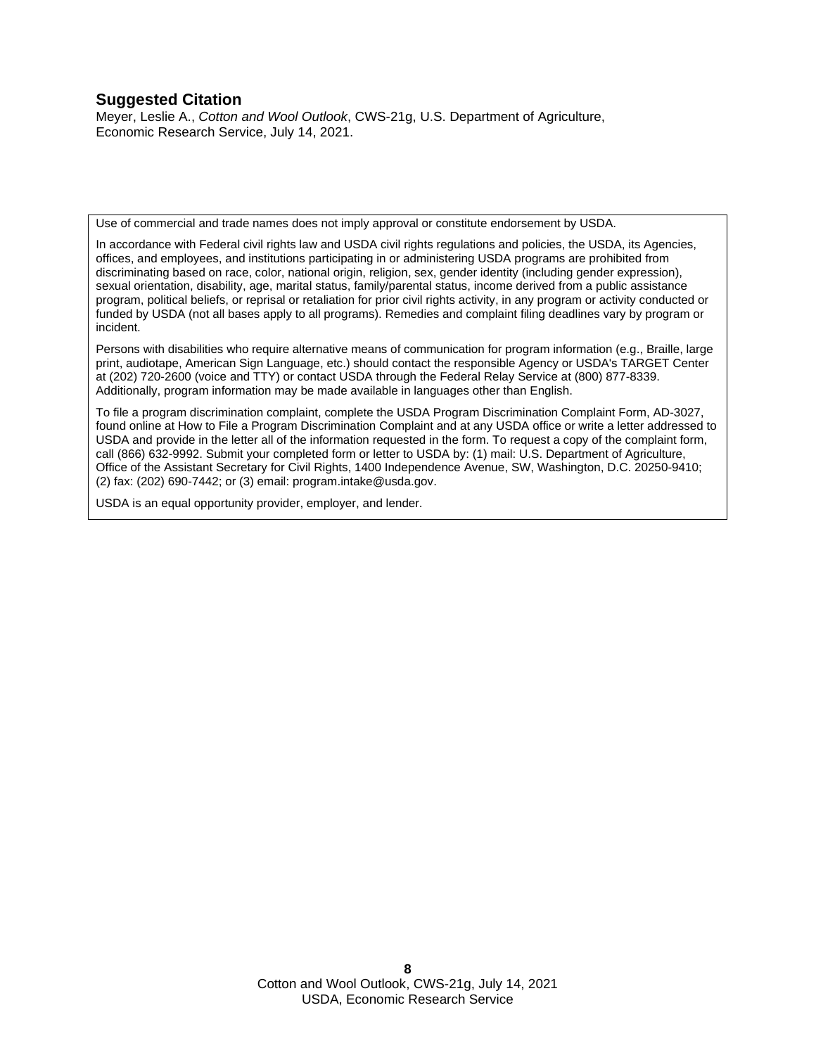## Suggested Citation

Meyer, Leslie A., *Cotton and Wool Outlook*, CWS-21g, U.S. Department of Agriculture, Economic Research Service, July 14, 2021.

Use of commercial and trade names does not imply approval or constitute endorsement by USDA.

In accordance with Federal civil rights law and USDA civil rights regulations and policies, the USDA, its Agencies, offices, and employees, and institutions participating in or administering USDA programs are prohibited from discriminating based on race, color, national origin, religion, sex, gender identity (including gender expression), sexual orientation, disability, age, marital status, family/parental status, income derived from a public assistance program, political beliefs, or reprisal or retaliation for prior civil rights activity, in any program or activity conducted or funded by USDA (not all bases apply to all programs). Remedies and complaint filing deadlines vary by program or incident.

Persons with disabilities who require alternative means of communication for program information (e.g., Braille, large print, audiotape, American Sign Language, etc.) should contact the responsible Agency or USDA's TARGET Center at (202) 720-2600 (voice and TTY) or contact USDA through the Federal Relay Service at (800) 877-8339. Additionally, program information may be made available in languages other than English.

To file a program discrimination complaint, complete the USDA Program Discrimination Complaint Form, AD-3027, found online at How to File a Program Discrimination Complaint and at any USDA office or write a letter addressed to USDA and provide in the letter all of the information requested in the form. To request a copy of the complaint form, call (866) 632-9992. Submit your completed form or letter to USDA by: (1) mail: U.S. Department of Agriculture, Office of the Assistant Secretary for Civil Rights, 1400 Independence Avenue, SW, Washington, D.C. 20250-9410; (2) fax: (202) 690-7442; or (3) email: program.intake@usda.gov.

USDA is an equal opportunity provider, employer, and lender.